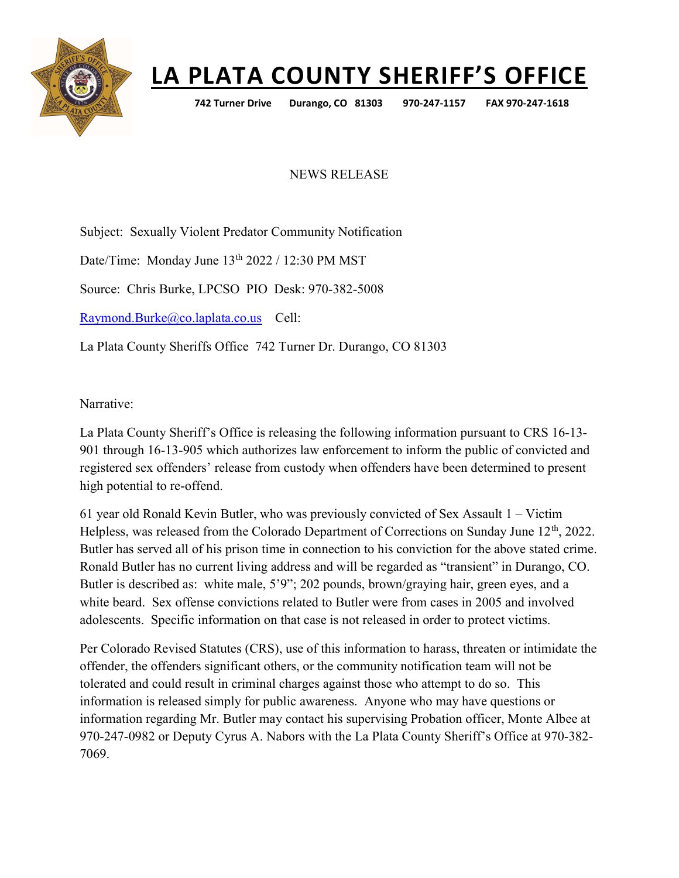# LA PLATA COUNTY SHERIFF'S OFFICE

**742 Turner Drive Durango, CO 81303 970-247-1157 FAX 970-247-1618**

NEWS RELEASE

Subject: Sexually Violent Predator Community Notification

Date/Time: Monday June 13th 2022 / 12:30 PM MST

Source: Chris Burke, LPCSO PIO Desk: 970-382-5008

Raymond.Burke@co.laplata.co.us Cell:

La Plata County Sheriffs Office 742 Turner Dr. Durango, CO 81303

Narrative:

La Plata County Sheriff's Office is releasing the following information pursuant to CRS 16-13-901 through 16-13-905 which authorizes law enforcement to inform the public of convicted and registered sex offenders' release from custody when offenders have been determined to present high potential to re-offend.

61 year old Ronald Kevin Butler, who was previously convicted of Sex Assault 1 – Victim Helpless, was released from the Colorado Department of Corrections on Sunday June 12th, 2022. Butler has served all of his prison time in connection to his conviction for the above stated crime. Ronald Butler has no current living address and will be regarded as "transient" in Durango, CO. Butler is described as: white male, 5'9"; 202 pounds, brown/graying hair, green eyes, and a white beard. Sex offense convictions related to Butler were from cases in 2005 and involved adolescents. Specific information on that case is not released in order to protect victims.

Per Colorado Revised Statutes (CRS), use of this information to harass, threaten or intimidate the offender, the offenders significant others, or the community notification team will not be tolerated and could result in criminal charges against those who attempt to do so. This information is released simply for public awareness. Anyone who may have questions or information regarding Mr. Butler may contact his supervising Probation officer, Monte Albee at 970-247-0982 or Deputy Cyrus A. Nabors with the La Plata County Sheriff's Office at 970-382-7069.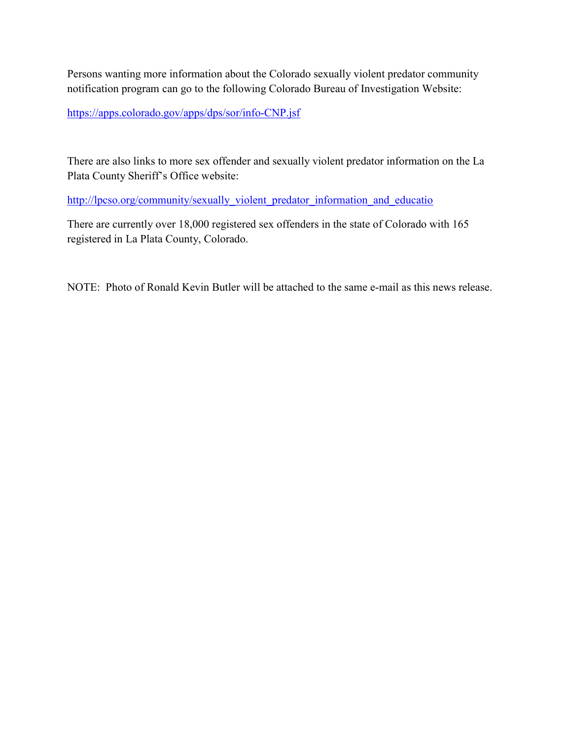Persons wanting more information about the Colorado sexually violent predator community notification program can go to the following Colorado Bureau of Investigation Website:

https://apps.colorado.gov/apps/dps/sor/info-CNP.jsf

There are also links to more sex offender and sexually violent predator information on the La Plata County Sheriff's Office website:

http://lpcso.org/community/sexually_violent_predator_information_and_educatio

There are currently over 18,000 registered sex offenders in the state of Colorado with 165 registered in La Plata County, Colorado.

NOTE: Photo of Ronald Kevin Butler will be attached to the same e-mail as this news release.